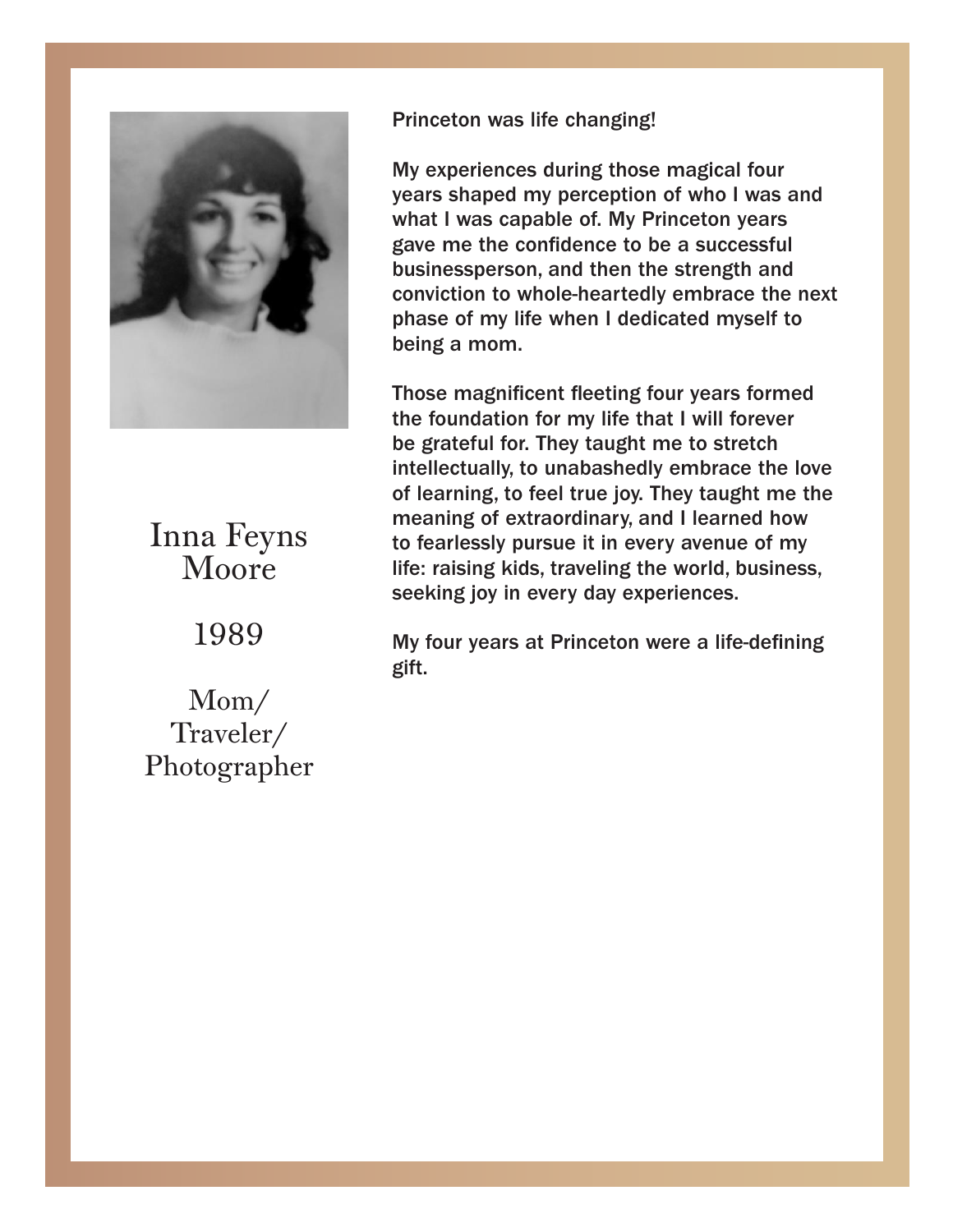Inna Feyns Moore

1989

Mom/ Traveler/ Photographer

Princeton was life changing!

My experiences during those magical four years shaped my perception of who I was and what I was capable of. My Princeton years gave me the confidence to be a successful businessperson, and then the strength and conviction to whole-heartedly embrace the next phase of my life when I dedicated myself to being a mom.

Those magnificent fleeting four years formed the foundation for my life that I will forever be grateful for. They taught me to stretch intellectually, to unabashedly embrace the love of learning, to feel true joy. They taught me the meaning of extraordinary, and I learned how to fearlessly pursue it in every avenue of my life: raising kids, traveling the world, business, seeking joy in every day experiences.

My four years at Princeton were a life-defining gift.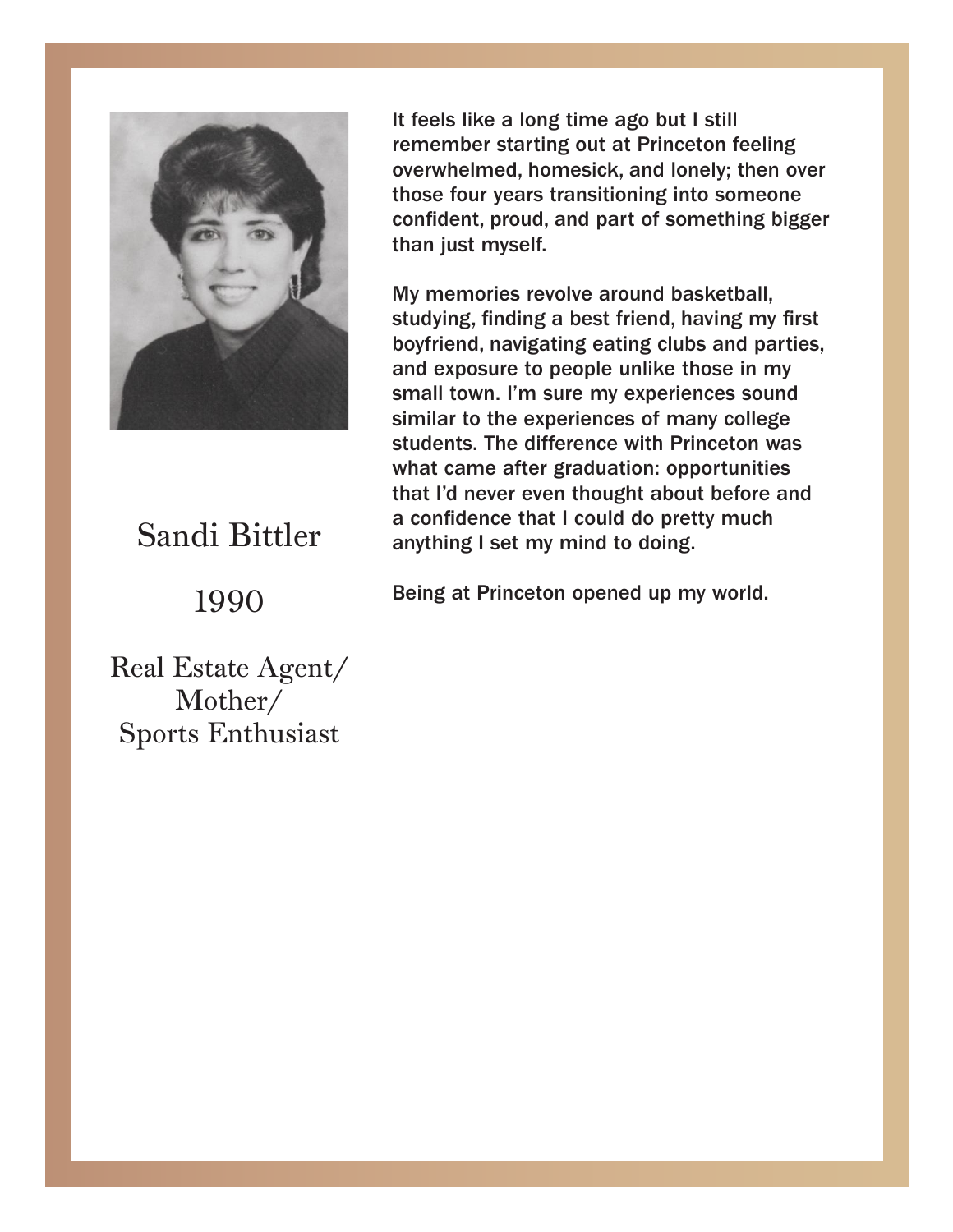## Sandi Bittler

1990

Real Estate Agent/
Mother/
Sports Enthusiast

It feels like a long time ago but I still remember starting out at Princeton feeling overwhelmed, homesick, and lonely; then over those four years transitioning into someone confident, proud, and part of something bigger than just myself.

My memories revolve around basketball, studying, finding a best friend, having my first boyfriend, navigating eating clubs and parties, and exposure to people unlike those in my small town. I'm sure my experiences sound similar to the experiences of many college students. The difference with Princeton was what came after graduation: opportunities that I'd never even thought about before and a confidence that I could do pretty much anything I set my mind to doing.

Being at Princeton opened up my world.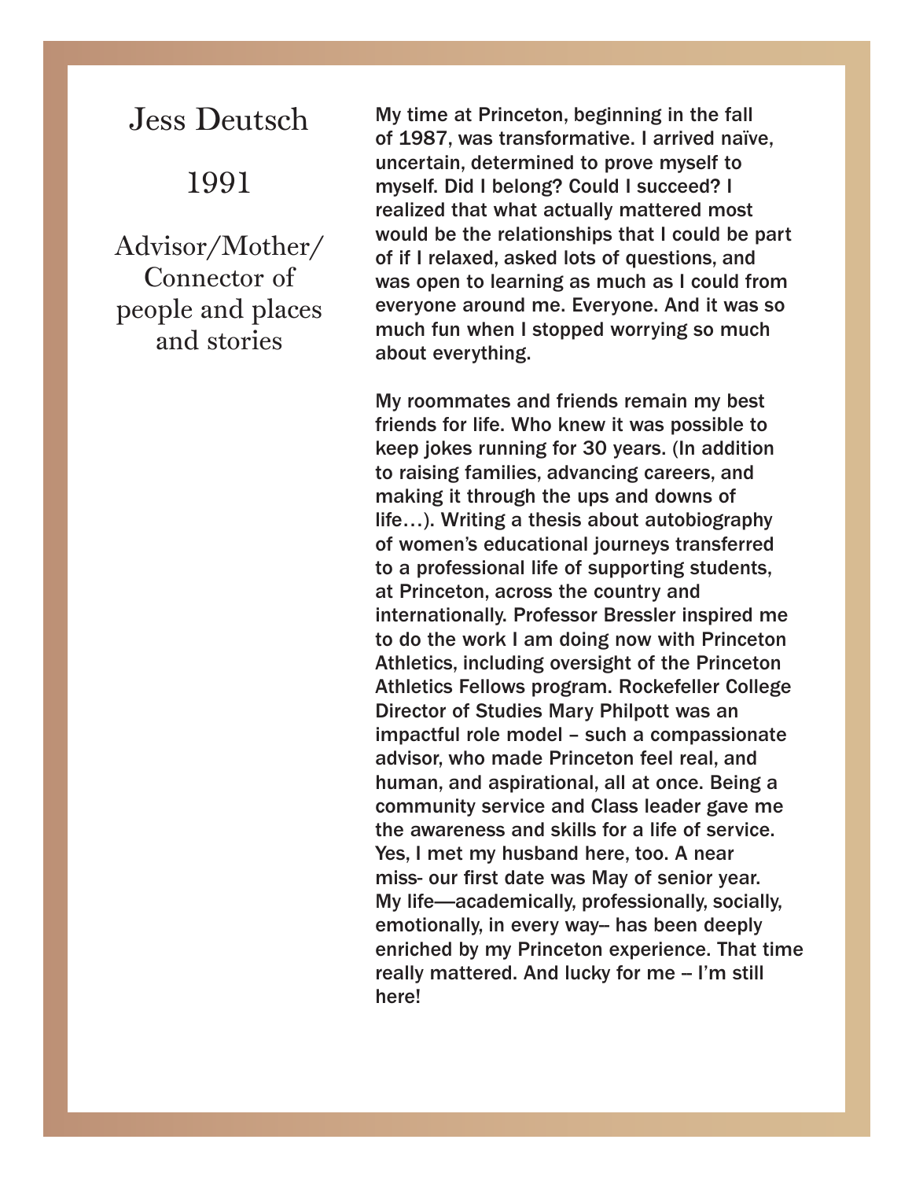# Jess Deutsch

## 1991

### Advisor/Mother/ Connector of people and places and stories

My time at Princeton, beginning in the fall of 1987, was transformative. I arrived naïve, uncertain, determined to prove myself to myself. Did I belong? Could I succeed? I realized that what actually mattered most would be the relationships that I could be part of if I relaxed, asked lots of questions, and was open to learning as much as I could from everyone around me. Everyone. And it was so much fun when I stopped worrying so much about everything.

My roommates and friends remain my best friends for life. Who knew it was possible to keep jokes running for 30 years. (In addition to raising families, advancing careers, and making it through the ups and downs of life…). Writing a thesis about autobiography of women's educational journeys transferred to a professional life of supporting students, at Princeton, across the country and internationally. Professor Bressler inspired me to do the work I am doing now with Princeton Athletics, including oversight of the Princeton Athletics Fellows program. Rockefeller College Director of Studies Mary Philpott was an impactful role model – such a compassionate advisor, who made Princeton feel real, and human, and aspirational, all at once. Being a community service and Class leader gave me the awareness and skills for a life of service. Yes, I met my husband here, too. A near miss- our first date was May of senior year. My life—academically, professionally, socially, emotionally, in every way– has been deeply enriched by my Princeton experience. That time really mattered. And lucky for me – I'm still here!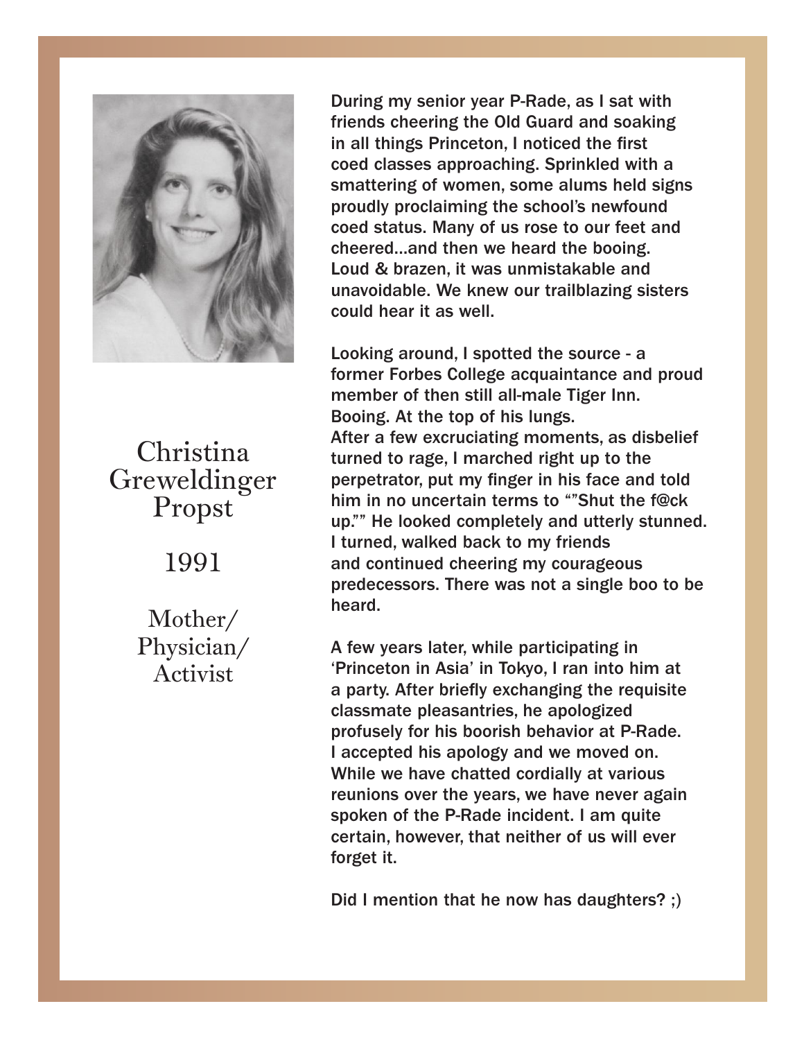Christina Greweldinger Propst

1991

Mother/ Physician/ Activist

During my senior year P-Rade, as I sat with friends cheering the Old Guard and soaking in all things Princeton, I noticed the first coed classes approaching. Sprinkled with a smattering of women, some alums held signs proudly proclaiming the school's newfound coed status. Many of us rose to our feet and cheered…and then we heard the booing. Loud & brazen, it was unmistakable and unavoidable. We knew our trailblazing sisters could hear it as well.

Looking around, I spotted the source - a former Forbes College acquaintance and proud member of then still all-male Tiger Inn. Booing. At the top of his lungs.
After a few excruciating moments, as disbelief turned to rage, I marched right up to the perpetrator, put my finger in his face and told him in no uncertain terms to ""Shut the f@ck up."" He looked completely and utterly stunned. I turned, walked back to my friends and continued cheering my courageous predecessors. There was not a single boo to be heard.

A few years later, while participating in 'Princeton in Asia' in Tokyo, I ran into him at a party. After briefly exchanging the requisite classmate pleasantries, he apologized profusely for his boorish behavior at P-Rade. I accepted his apology and we moved on. While we have chatted cordially at various reunions over the years, we have never again spoken of the P-Rade incident. I am quite certain, however, that neither of us will ever forget it.

Did I mention that he now has daughters? ;)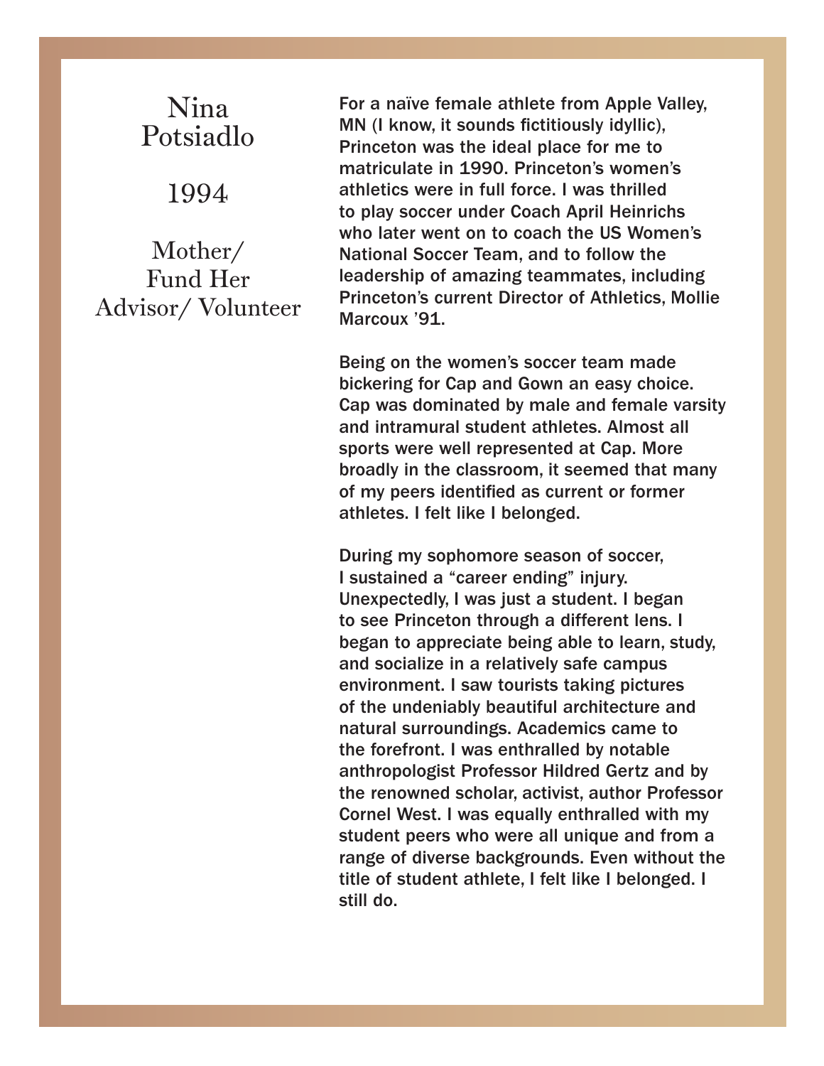## Nina Potsiadlo

1994

Mother/ Fund Her Advisor/ Volunteer

For a naïve female athlete from Apple Valley, MN (I know, it sounds fictitiously idyllic), Princeton was the ideal place for me to matriculate in 1990. Princeton's women's athletics were in full force. I was thrilled to play soccer under Coach April Heinrichs who later went on to coach the US Women's National Soccer Team, and to follow the leadership of amazing teammates, including Princeton's current Director of Athletics, Mollie Marcoux '91.

Being on the women's soccer team made bickering for Cap and Gown an easy choice. Cap was dominated by male and female varsity and intramural student athletes. Almost all sports were well represented at Cap. More broadly in the classroom, it seemed that many of my peers identified as current or former athletes. I felt like I belonged.

During my sophomore season of soccer, I sustained a "career ending" injury. Unexpectedly, I was just a student. I began to see Princeton through a different lens. I began to appreciate being able to learn, study, and socialize in a relatively safe campus environment. I saw tourists taking pictures of the undeniably beautiful architecture and natural surroundings. Academics came to the forefront. I was enthralled by notable anthropologist Professor Hildred Gertz and by the renowned scholar, activist, author Professor Cornel West. I was equally enthralled with my student peers who were all unique and from a range of diverse backgrounds. Even without the title of student athlete, I felt like I belonged. I still do.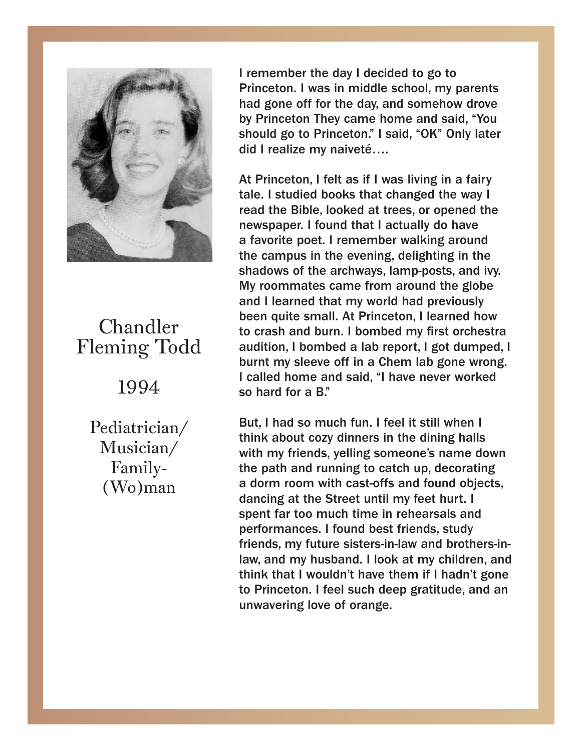# Chandler Fleming Todd

## 1994

### Pediatrician/ Musician/ Family-(Wo)man

I remember the day I decided to go to Princeton. I was in middle school, my parents had gone off for the day, and somehow drove by Princeton They came home and said, "You should go to Princeton." I said, "OK" Only later did I realize my naiveté….

At Princeton, I felt as if I was living in a fairy tale. I studied books that changed the way I read the Bible, looked at trees, or opened the newspaper. I found that I actually do have a favorite poet. I remember walking around the campus in the evening, delighting in the shadows of the archways, lamp-posts, and ivy. My roommates came from around the globe and I learned that my world had previously been quite small. At Princeton, I learned how to crash and burn. I bombed my first orchestra audition, I bombed a lab report, I got dumped, I burnt my sleeve off in a Chem lab gone wrong. I called home and said, "I have never worked so hard for a B."

But, I had so much fun. I feel it still when I think about cozy dinners in the dining halls with my friends, yelling someone's name down the path and running to catch up, decorating a dorm room with cast-offs and found objects, dancing at the Street until my feet hurt. I spent far too much time in rehearsals and performances. I found best friends, study friends, my future sisters-in-law and brothers-in-law, and my husband. I look at my children, and think that I wouldn't have them if I hadn't gone to Princeton. I feel such deep gratitude, and an unwavering love of orange.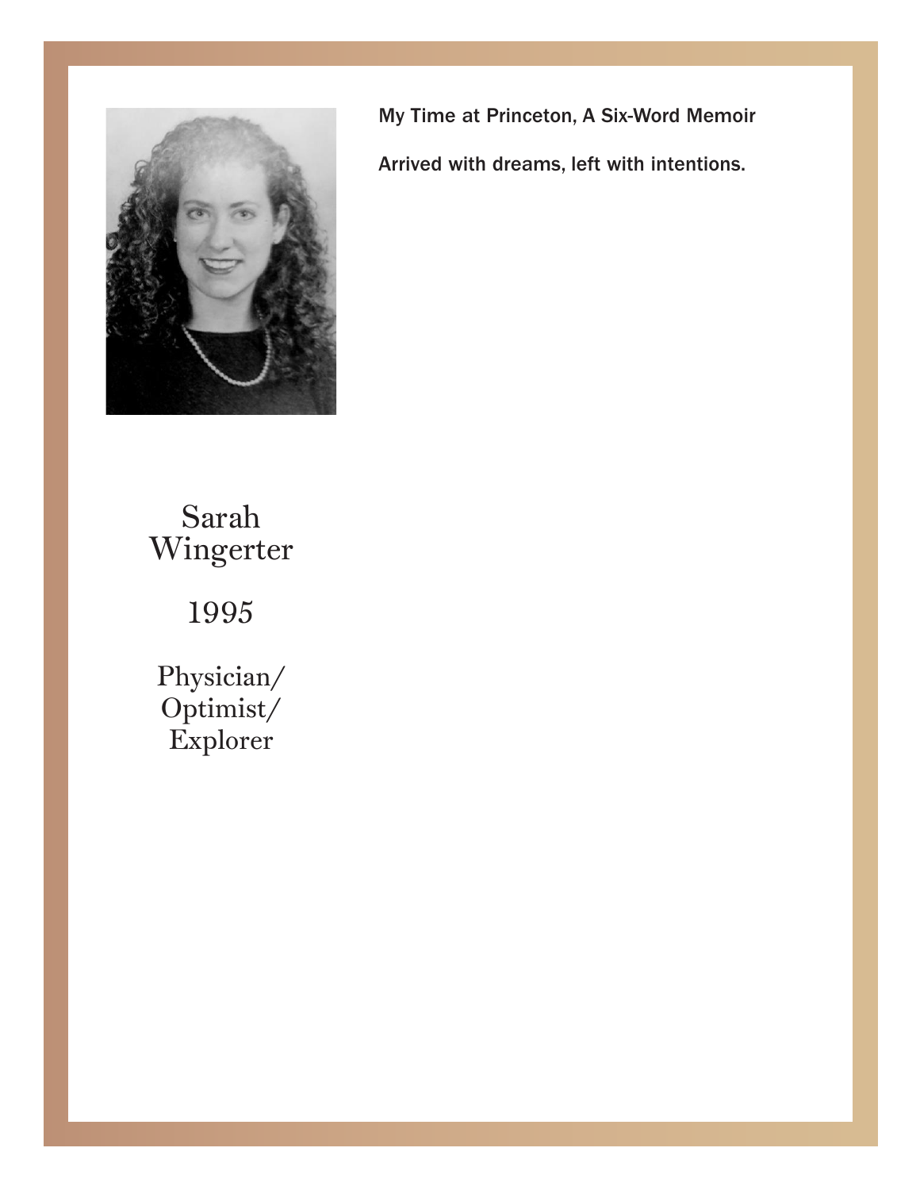Sarah Wingerter

1995

Physician/ Optimist/ Explorer

**My Time at Princeton, A Six-Word Memoir**

**Arrived with dreams, left with intentions.**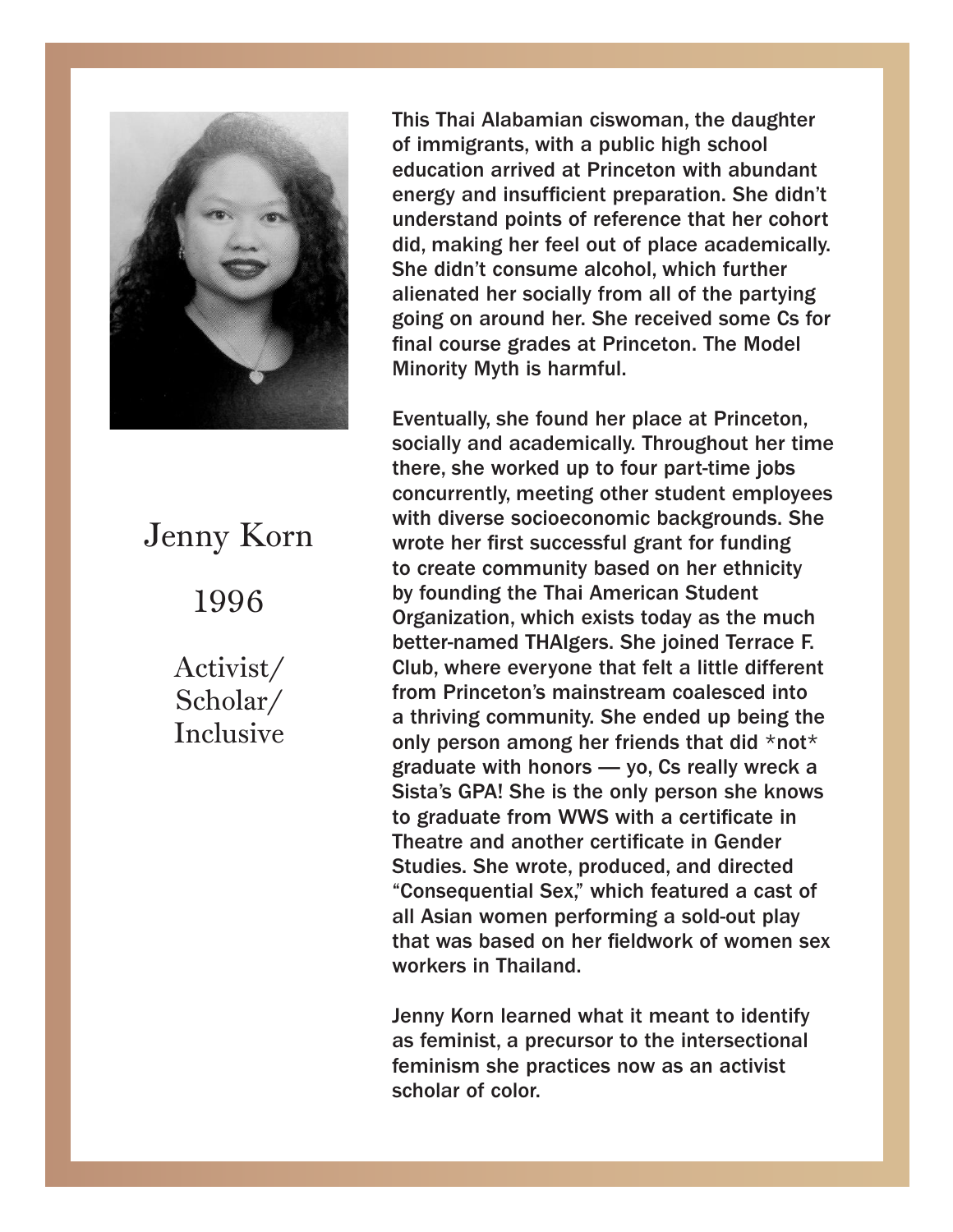## Jenny Korn

1996

Activist/
Scholar/
Inclusive

This Thai Alabamian ciswoman, the daughter of immigrants, with a public high school education arrived at Princeton with abundant energy and insufficient preparation. She didn't understand points of reference that her cohort did, making her feel out of place academically. She didn't consume alcohol, which further alienated her socially from all of the partying going on around her. She received some Cs for final course grades at Princeton. The Model Minority Myth is harmful.

Eventually, she found her place at Princeton, socially and academically. Throughout her time there, she worked up to four part-time jobs concurrently, meeting other student employees with diverse socioeconomic backgrounds. She wrote her first successful grant for funding to create community based on her ethnicity by founding the Thai American Student Organization, which exists today as the much better-named THAIgers. She joined Terrace F. Club, where everyone that felt a little different from Princeton's mainstream coalesced into a thriving community. She ended up being the only person among her friends that did *not* graduate with honors — yo, Cs really wreck a Sista's GPA! She is the only person she knows to graduate from WWS with a certificate in Theatre and another certificate in Gender Studies. She wrote, produced, and directed "Consequential Sex," which featured a cast of all Asian women performing a sold-out play that was based on her fieldwork of women sex workers in Thailand.

Jenny Korn learned what it meant to identify as feminist, a precursor to the intersectional feminism she practices now as an activist scholar of color.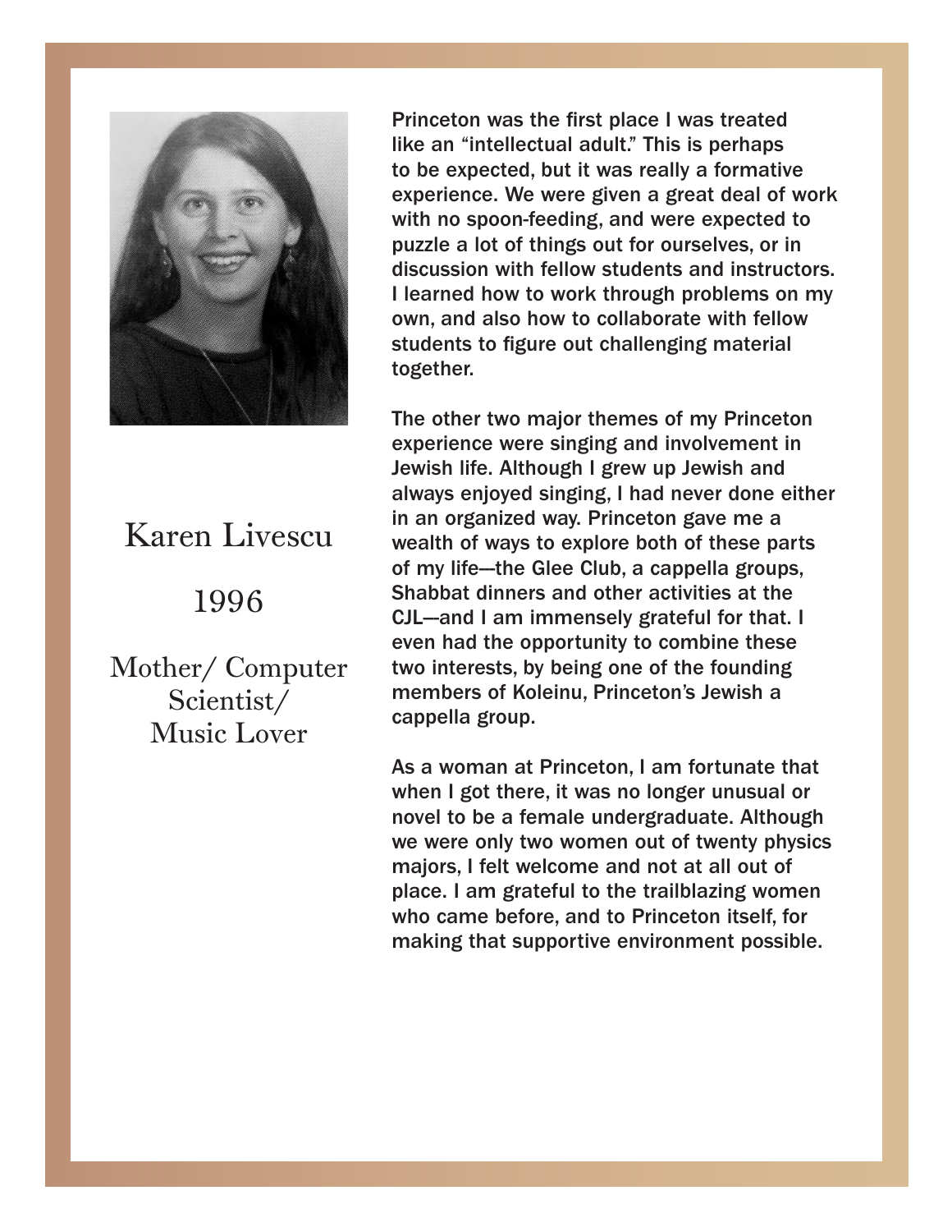# Karen Livescu

## 1996

### Mother/ Computer Scientist/ Music Lover

Princeton was the first place I was treated like an "intellectual adult." This is perhaps to be expected, but it was really a formative experience. We were given a great deal of work with no spoon-feeding, and were expected to puzzle a lot of things out for ourselves, or in discussion with fellow students and instructors. I learned how to work through problems on my own, and also how to collaborate with fellow students to figure out challenging material together.

The other two major themes of my Princeton experience were singing and involvement in Jewish life. Although I grew up Jewish and always enjoyed singing, I had never done either in an organized way. Princeton gave me a wealth of ways to explore both of these parts of my life—the Glee Club, a cappella groups, Shabbat dinners and other activities at the CJL—and I am immensely grateful for that. I even had the opportunity to combine these two interests, by being one of the founding members of Koleinu, Princeton's Jewish a cappella group.

As a woman at Princeton, I am fortunate that when I got there, it was no longer unusual or novel to be a female undergraduate. Although we were only two women out of twenty physics majors, I felt welcome and not at all out of place. I am grateful to the trailblazing women who came before, and to Princeton itself, for making that supportive environment possible.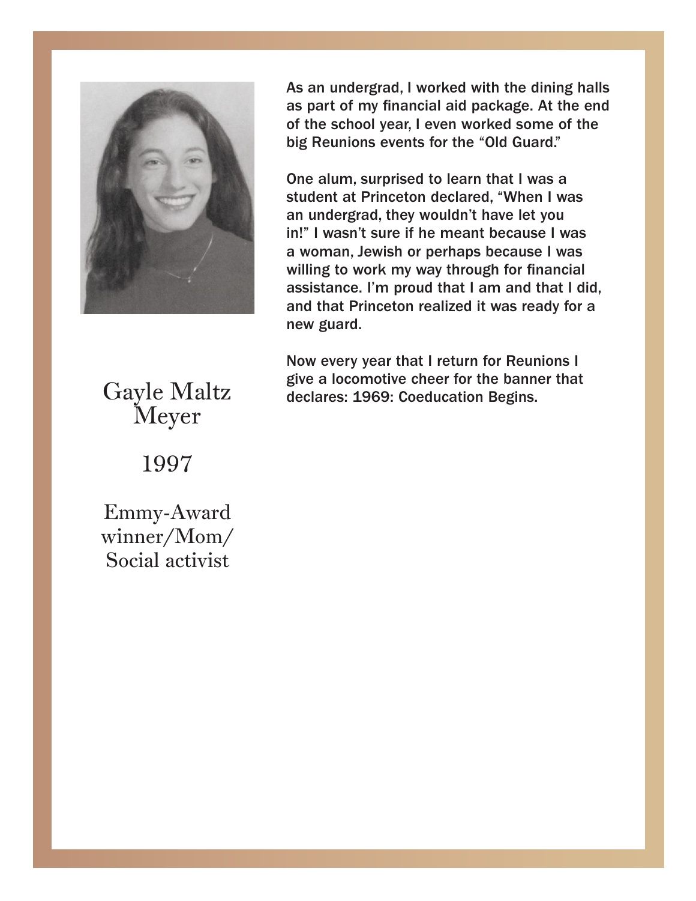## Gayle Maltz Meyer

1997

Emmy-Award winner/Mom/ Social activist

As an undergrad, I worked with the dining halls as part of my financial aid package. At the end of the school year, I even worked some of the big Reunions events for the "Old Guard."

One alum, surprised to learn that I was a student at Princeton declared, "When I was an undergrad, they wouldn't have let you in!" I wasn't sure if he meant because I was a woman, Jewish or perhaps because I was willing to work my way through for financial assistance. I'm proud that I am and that I did, and that Princeton realized it was ready for a new guard.

Now every year that I return for Reunions I give a locomotive cheer for the banner that declares: 1969: Coeducation Begins.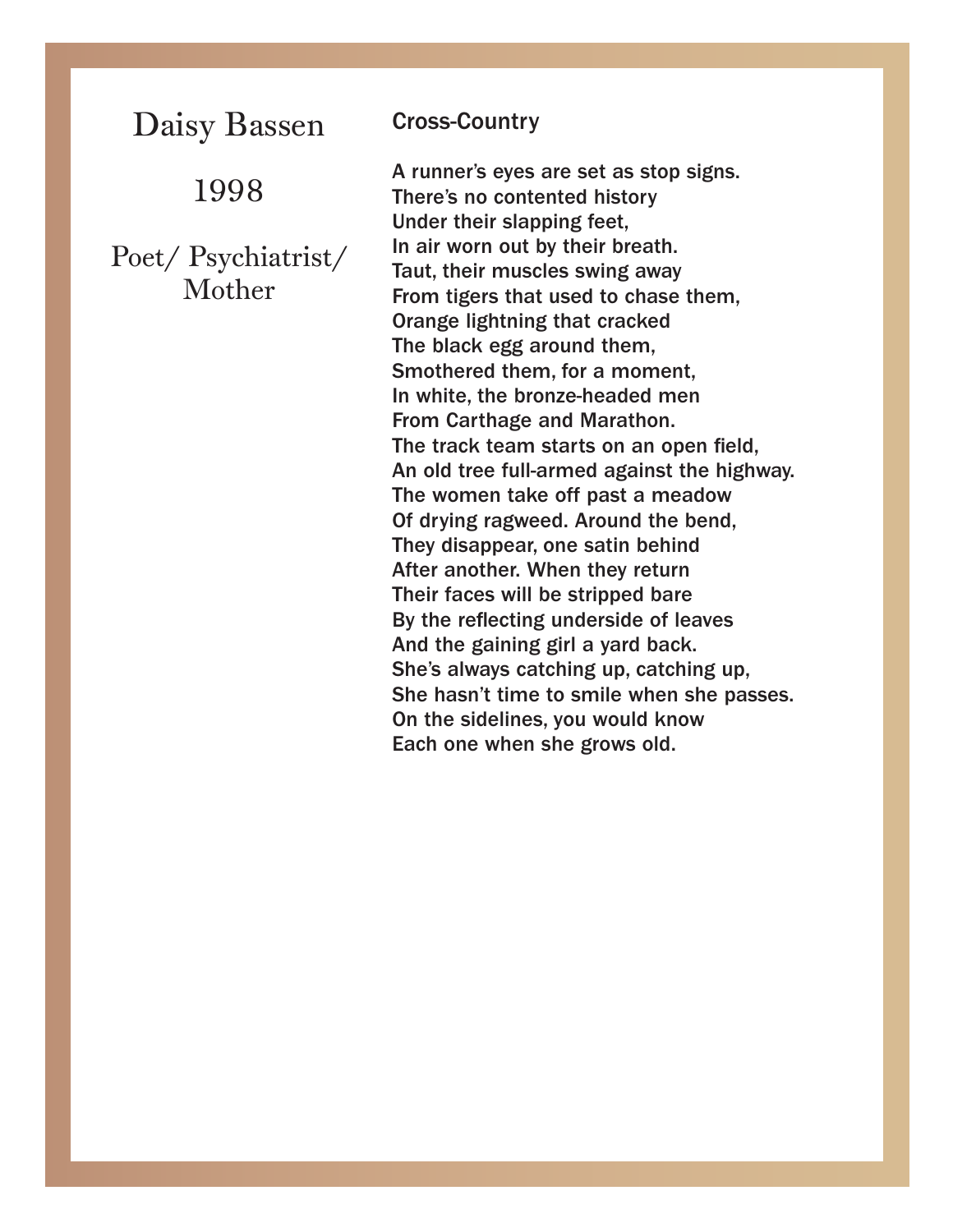Daisy Bassen

1998

Poet/ Psychiatrist/ Mother

## Cross-Country

A runner's eyes are set as stop signs.  
There's no contented history  
Under their slapping feet,  
In air worn out by their breath.  
Taut, their muscles swing away  
From tigers that used to chase them,  
Orange lightning that cracked  
The black egg around them,  
Smothered them, for a moment,  
In white, the bronze-headed men  
From Carthage and Marathon.  
The track team starts on an open field,  
An old tree full-armed against the highway.  
The women take off past a meadow  
Of drying ragweed. Around the bend,  
They disappear, one satin behind  
After another. When they return  
Their faces will be stripped bare  
By the reflecting underside of leaves  
And the gaining girl a yard back.  
She's always catching up, catching up,  
She hasn't time to smile when she passes.  
On the sidelines, you would know  
Each one when she grows old.